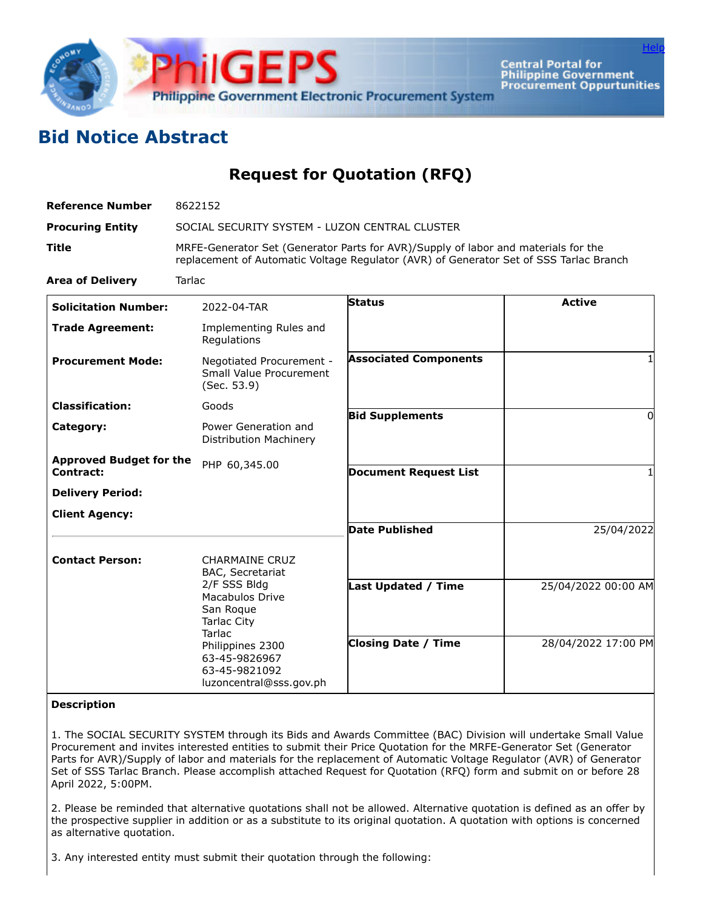# Bid Notice Abstract

## Request for Quotation (RFQ)

| | |
|---|---|
| **Reference Number** | 8622152 |
| **Procuring Entity** | SOCIAL SECURITY SYSTEM - LUZON CENTRAL CLUSTER |
| **Title** | MRFE-Generator Set (Generator Parts for AVR)/Supply of labor and materials for the replacement of Automatic Voltage Regulator (AVR) of Generator Set of SSS Tarlac Branch |
| **Area of Delivery** | Tarlac |

| | | | |
|---|---|---|---|
| **Solicitation Number:** | 2022-04-TAR | **Status** | Active |
| **Trade Agreement:** | Implementing Rules and Regulations | | |
| **Procurement Mode:** | Negotiated Procurement - Small Value Procurement (Sec. 53.9) | **Associated Components** | 1 |
| **Classification:** | Goods | | |
| **Category:** | Power Generation and Distribution Machinery | **Bid Supplements** | 0 |
| **Approved Budget for the Contract:** | PHP 60,345.00 | **Document Request List** | 1 |
| **Delivery Period:** | | | |
| **Client Agency:** | | **Date Published** | 25/04/2022 |
| **Contact Person:** | CHARMAINE CRUZ<br>BAC, Secretariat<br>2/F SSS Bldg<br>Macabulos Drive<br>San Roque<br>Tarlac City<br>Tarlac<br>Philippines 2300<br>63-45-9826967<br>63-45-9821092<br>luzoncentral@sss.gov.ph | **Last Updated / Time** | 25/04/2022 00:00 AM |
| | | **Closing Date / Time** | 28/04/2022 17:00 PM |

**Description**

1. The SOCIAL SECURITY SYSTEM through its Bids and Awards Committee (BAC) Division will undertake Small Value Procurement and invites interested entities to submit their Price Quotation for the MRFE-Generator Set (Generator Parts for AVR)/Supply of labor and materials for the replacement of Automatic Voltage Regulator (AVR) of Generator Set of SSS Tarlac Branch. Please accomplish attached Request for Quotation (RFQ) form and submit on or before 28 April 2022, 5:00PM.

2. Please be reminded that alternative quotations shall not be allowed. Alternative quotation is defined as an offer by the prospective supplier in addition or as a substitute to its original quotation. A quotation with options is concerned as alternative quotation.

3. Any interested entity must submit their quotation through the following: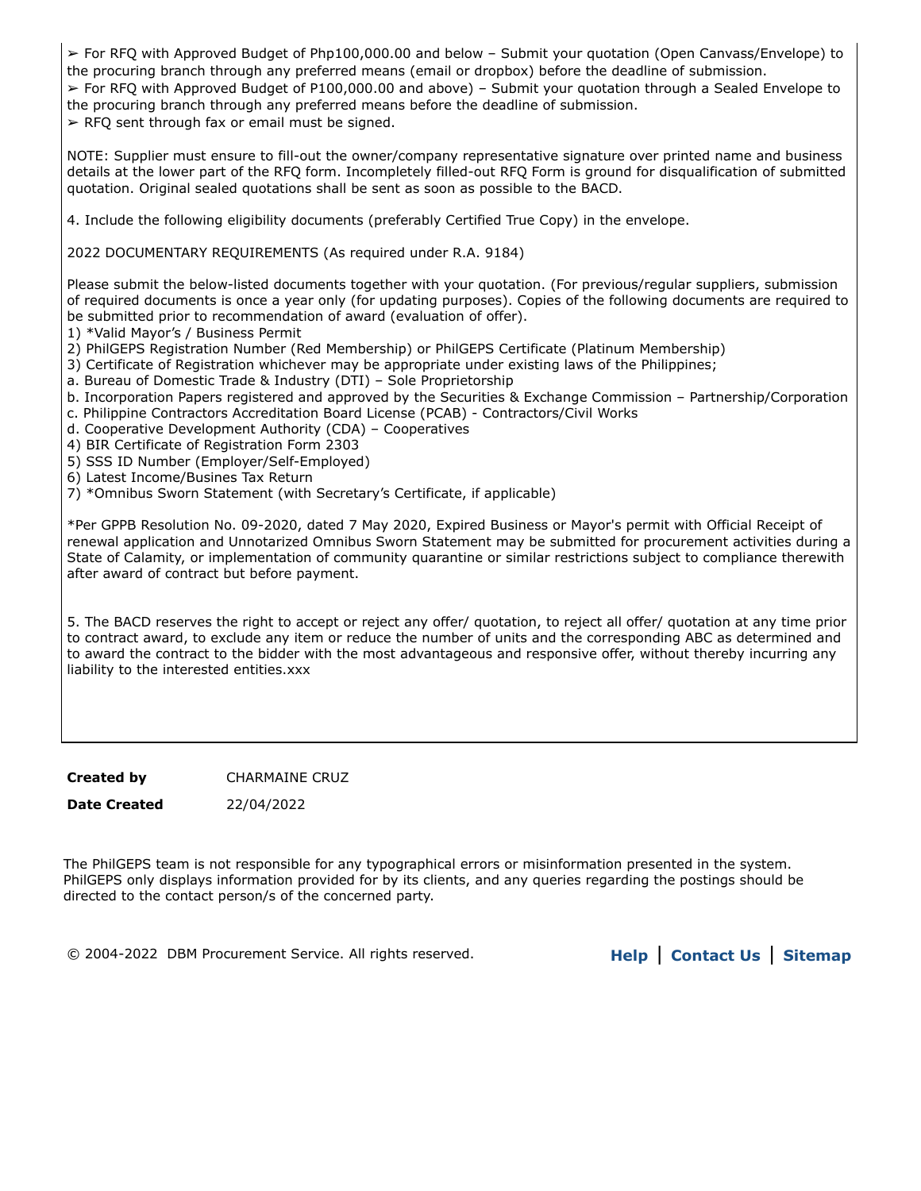➢ For RFQ with Approved Budget of Php100,000.00 and below – Submit your quotation (Open Canvass/Envelope) to the procuring branch through any preferred means (email or dropbox) before the deadline of submission.
➢ For RFQ with Approved Budget of P100,000.00 and above) – Submit your quotation through a Sealed Envelope to the procuring branch through any preferred means before the deadline of submission.
➢ RFQ sent through fax or email must be signed.

NOTE: Supplier must ensure to fill-out the owner/company representative signature over printed name and business details at the lower part of the RFQ form. Incompletely filled-out RFQ Form is ground for disqualification of submitted quotation. Original sealed quotations shall be sent as soon as possible to the BACD.

4. Include the following eligibility documents (preferably Certified True Copy) in the envelope.

2022 DOCUMENTARY REQUIREMENTS (As required under R.A. 9184)

Please submit the below-listed documents together with your quotation. (For previous/regular suppliers, submission of required documents is once a year only (for updating purposes). Copies of the following documents are required to be submitted prior to recommendation of award (evaluation of offer).
1) *Valid Mayor's / Business Permit
2) PhilGEPS Registration Number (Red Membership) or PhilGEPS Certificate (Platinum Membership)
3) Certificate of Registration whichever may be appropriate under existing laws of the Philippines;
a. Bureau of Domestic Trade & Industry (DTI) – Sole Proprietorship
b. Incorporation Papers registered and approved by the Securities & Exchange Commission – Partnership/Corporation
c. Philippine Contractors Accreditation Board License (PCAB) - Contractors/Civil Works
d. Cooperative Development Authority (CDA) – Cooperatives
4) BIR Certificate of Registration Form 2303
5) SSS ID Number (Employer/Self-Employed)
6) Latest Income/Busines Tax Return
7) *Omnibus Sworn Statement (with Secretary's Certificate, if applicable)

*Per GPPB Resolution No. 09-2020, dated 7 May 2020, Expired Business or Mayor's permit with Official Receipt of renewal application and Unnotarized Omnibus Sworn Statement may be submitted for procurement activities during a State of Calamity, or implementation of community quarantine or similar restrictions subject to compliance therewith after award of contract but before payment.

5. The BACD reserves the right to accept or reject any offer/ quotation, to reject all offer/ quotation at any time prior to contract award, to exclude any item or reduce the number of units and the corresponding ABC as determined and to award the contract to the bidder with the most advantageous and responsive offer, without thereby incurring any liability to the interested entities.xxx

**Created by** CHARMAINE CRUZ

**Date Created** 22/04/2022

The PhilGEPS team is not responsible for any typographical errors or misinformation presented in the system. PhilGEPS only displays information provided for by its clients, and any queries regarding the postings should be directed to the contact person/s of the concerned party.

© 2004-2022 DBM Procurement Service. All rights reserved.

**Help** | **Contact Us** | **Sitemap**